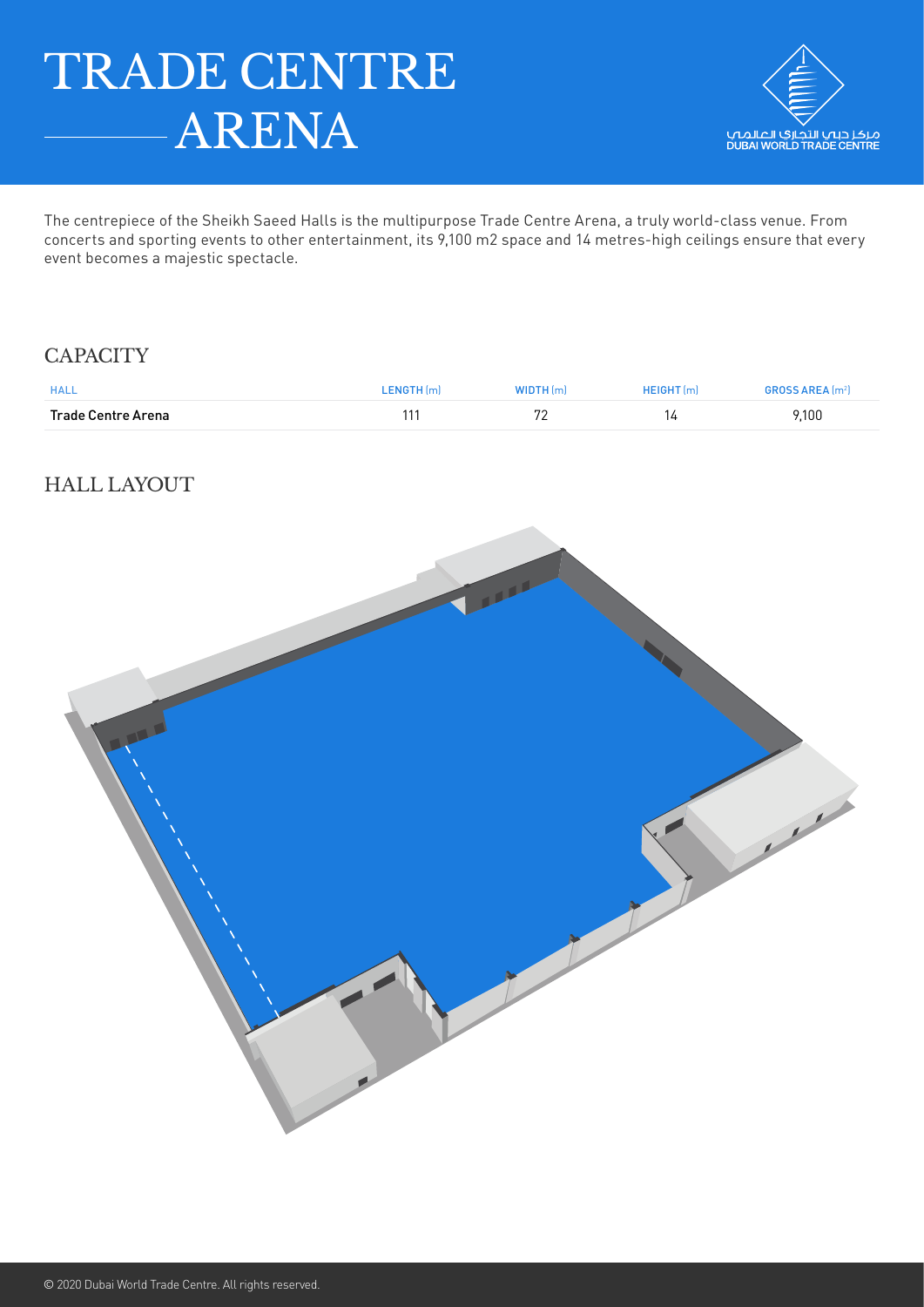# TRADE CENTRE ARENA

مركز دبي التجاري العالمي
DUBAI WORLD TRADE CENTRE

The centrepiece of the Sheikh Saeed Halls is the multipurpose Trade Centre Arena, a truly world-class venue. From concerts and sporting events to other entertainment, its 9,100 m2 space and 14 metres-high ceilings ensure that every event becomes a majestic spectacle.

## CAPACITY

| HALL | LENGTH (m) | WIDTH (m) | HEIGHT (m) | GROSS AREA ($m^2$) |
|---|---|---|---|---|
| **Trade Centre Arena** | 111 | 72 | 14 | 9,100 |

## HALL LAYOUT

© 2020 Dubai World Trade Centre. All rights reserved.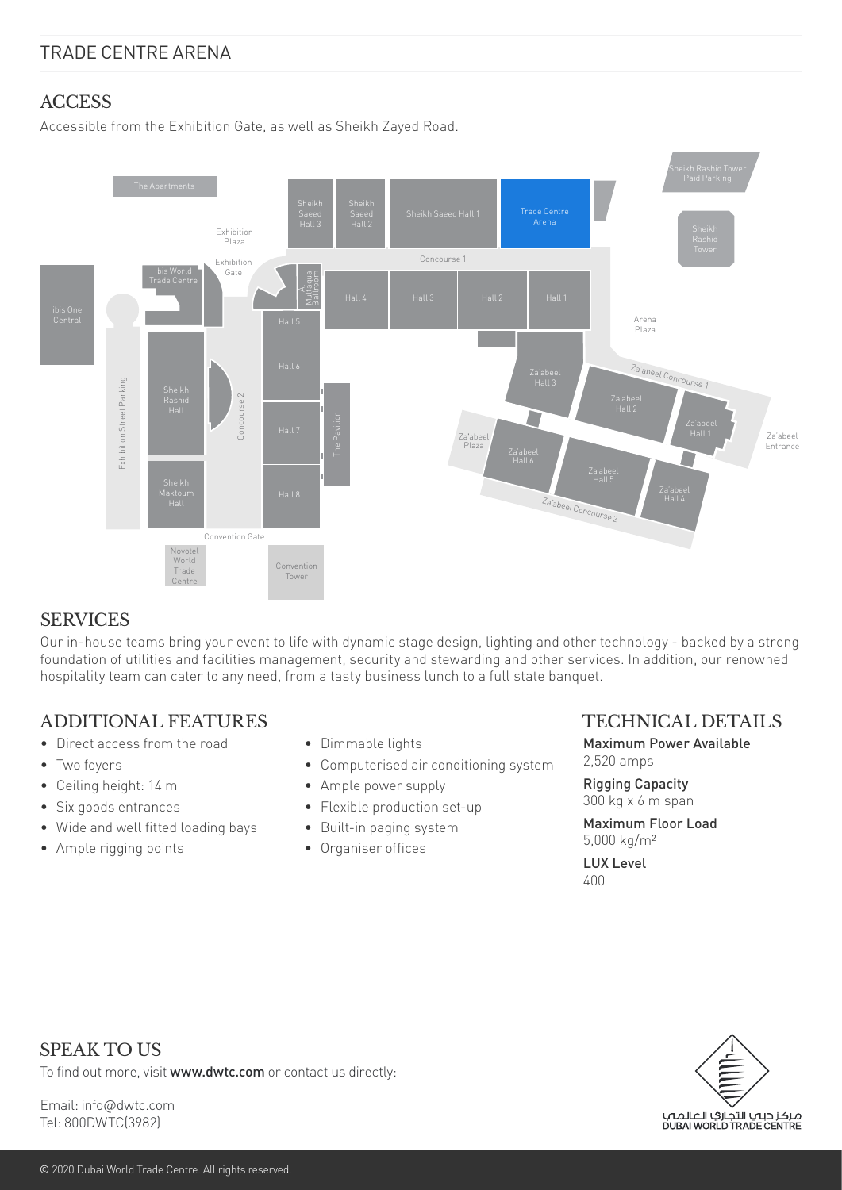# TRADE CENTRE ARENA

## ACCESS

Accessible from the Exhibition Gate, as well as Sheikh Zayed Road.

The Apartments
Exhibition Plaza
Exhibition Gate
ibis World Trade Centre
ibis One Central
Exhibition Street Parking
Sheikh Rashid Hall
Sheikh Maktoum Hall
Concourse 2
Convention Gate
Novotel World Trade Centre
Convention Tower
Sheikh Saeed Hall 3
Sheikh Saeed Hall 2
Sheikh Saeed Hall 1
Trade Centre Arena
Al Multaqua Ballroom
Concourse 1
Hall 5
Hall 4
Hall 3
Hall 2
Hall 1
Hall 6
Hall 7
Hall 8
The Pavilion
Sheikh Rashid Tower Paid Parking
Sheikh Rashid Tower
Arena Plaza
Za'abeel Concourse 1
Za'abeel Hall 3
Za'abeel Hall 2
Za'abeel Hall 1
Za'abeel Entrance
Za'abeel Plaza
Za'abeel Hall 6
Za'abeel Hall 5
Za'abeel Hall 4
Za'abeel Concourse 2

## SERVICES

Our in-house teams bring your event to life with dynamic stage design, lighting and other technology - backed by a strong foundation of utilities and facilities management, security and stewarding and other services. In addition, our renowned hospitality team can cater to any need, from a tasty business lunch to a full state banquet.

## ADDITIONAL FEATURES

- Direct access from the road
- Two foyers
- Ceiling height: 14 m
- Six goods entrances
- Wide and well fitted loading bays
- Ample rigging points
- Dimmable lights
- Computerised air conditioning system
- Ample power supply
- Flexible production set-up
- Built-in paging system
- Organiser offices

## TECHNICAL DETAILS

**Maximum Power Available**
2,520 amps

**Rigging Capacity**
300 kg x 6 m span

**Maximum Floor Load**
5,000 kg/m²

**LUX Level**
400

## SPEAK TO US

To find out more, visit **www.dwtc.com** or contact us directly:

Email: info@dwtc.com
Tel: 800DWTC(3982)

مركز دبي التجاري العالمي
DUBAI WORLD TRADE CENTRE

© 2020 Dubai World Trade Centre. All rights reserved.